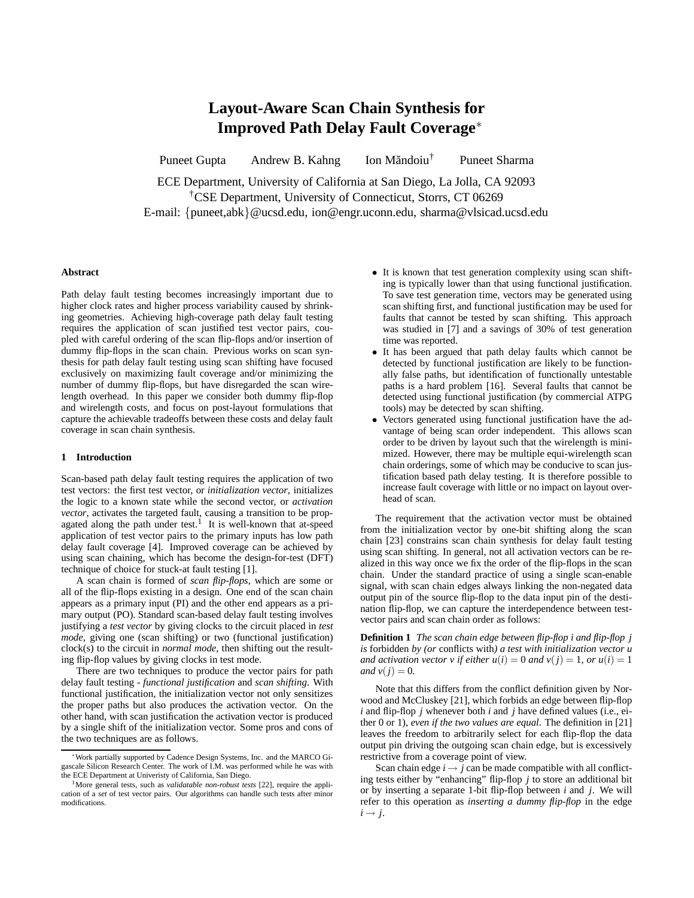# Layout-Aware Scan Chain Synthesis for Improved Path Delay Fault Coverage*

Puneet Gupta  Andrew B. Kahng  Ion Măndoiu[†]  Puneet Sharma

ECE Department, University of California at San Diego, La Jolla, CA 92093
[†]CSE Department, University of Connecticut, Storrs, CT 06269
E-mail: {puneet,abk}@ucsd.edu, ion@engr.uconn.edu, sharma@vlsicad.ucsd.edu

## Abstract

Path delay fault testing becomes increasingly important due to higher clock rates and higher process variability caused by shrinking geometries. Achieving high-coverage path delay fault testing requires the application of scan justified test vector pairs, coupled with careful ordering of the scan flip-flops and/or insertion of dummy flip-flops in the scan chain. Previous works on scan synthesis for path delay fault testing using scan shifting have focused exclusively on maximizing fault coverage and/or minimizing the number of dummy flip-flops, but have disregarded the scan wirelength overhead. In this paper we consider both dummy flip-flop and wirelength costs, and focus on post-layout formulations that capture the achievable tradeoffs between these costs and delay fault coverage in scan chain synthesis.

## 1 Introduction

Scan-based path delay fault testing requires the application of two test vectors: the first test vector, or *initialization vector*, initializes the logic to a known state while the second vector, or *activation vector*, activates the targeted fault, causing a transition to be propagated along the path under test.[1] It is well-known that at-speed application of test vector pairs to the primary inputs has low path delay fault coverage [4]. Improved coverage can be achieved by using scan chaining, which has become the design-for-test (DFT) technique of choice for stuck-at fault testing [1].

A scan chain is formed of *scan flip-flops*, which are some or all of the flip-flops existing in a design. One end of the scan chain appears as a primary input (PI) and the other end appears as a primary output (PO). Standard scan-based delay fault testing involves justifying a *test vector* by giving clocks to the circuit placed in *test mode*, giving one (scan shifting) or two (functional justification) clock(s) to the circuit in *normal mode*, then shifting out the resulting flip-flop values by giving clocks in test mode.

There are two techniques to produce the vector pairs for path delay fault testing - *functional justification* and *scan shifting*. With functional justification, the initialization vector not only sensitizes the proper paths but also produces the activation vector. On the other hand, with scan justification the activation vector is produced by a single shift of the initialization vector. Some pros and cons of the two techniques are as follows.

- It is known that test generation complexity using scan shifting is typically lower than that using functional justification. To save test generation time, vectors may be generated using scan shifting first, and functional justification may be used for faults that cannot be tested by scan shifting. This approach was studied in [7] and a savings of 30% of test generation time was reported.
- It has been argued that path delay faults which cannot be detected by functional justification are likely to be functionally false paths, but identification of functionally untestable paths is a hard problem [16]. Several faults that cannot be detected using functional justification (by commercial ATPG tools) may be detected by scan shifting.
- Vectors generated using functional justification have the advantage of being scan order independent. This allows scan order to be driven by layout such that the wirelength is minimized. However, there may be multiple equi-wirelength scan chain orderings, some of which may be conducive to scan justification based path delay testing. It is therefore possible to increase fault coverage with little or no impact on layout overhead of scan.

The requirement that the activation vector must be obtained from the initialization vector by one-bit shifting along the scan chain [23] constrains scan chain synthesis for delay fault testing using scan shifting. In general, not all activation vectors can be realized in this way once we fix the order of the flip-flops in the scan chain. Under the standard practice of using a single scan-enable signal, with scan chain edges always linking the non-negated data output pin of the source flip-flop to the data input pin of the destination flip-flop, we can capture the interdependence between test-vector pairs and scan chain order as follows:

**Definition 1** *The scan chain edge between flip-flop $i$ and flip-flop $j$ is* forbidden *by (or* conflicts with*) a test with initialization vector $u$ and activation vector $v$ if either $u(i) = 0$ and $v(j) = 1$, or $u(i) = 1$ and $v(j) = 0$.*

Note that this differs from the conflict definition given by Norwood and McCluskey [21], which forbids an edge between flip-flop $i$ and flip-flop $j$ whenever both $i$ and $j$ have defined values (i.e., either 0 or 1), *even if the two values are equal*. The definition in [21] leaves the freedom to arbitrarily select for each flip-flop the data output pin driving the outgoing scan chain edge, but is excessively restrictive from a coverage point of view.

Scan chain edge $i \rightarrow j$ can be made compatible with all conflicting tests either by "enhancing" flip-flop $j$ to store an additional bit or by inserting a separate 1-bit flip-flop between $i$ and $j$. We will refer to this operation as *inserting a dummy flip-flop* in the edge $i \rightarrow j$.

*Work partially supported by Cadence Design Systems, Inc. and the MARCO Gigascale Silicon Research Center. The work of I.M. was performed while he was with the ECE Department at Univeristy of California, San Diego.

[1]More general tests, such as *validatable non-robust tests* [22], require the application of a *set* of test vector pairs. Our algorithms can handle such tests after minor modifications.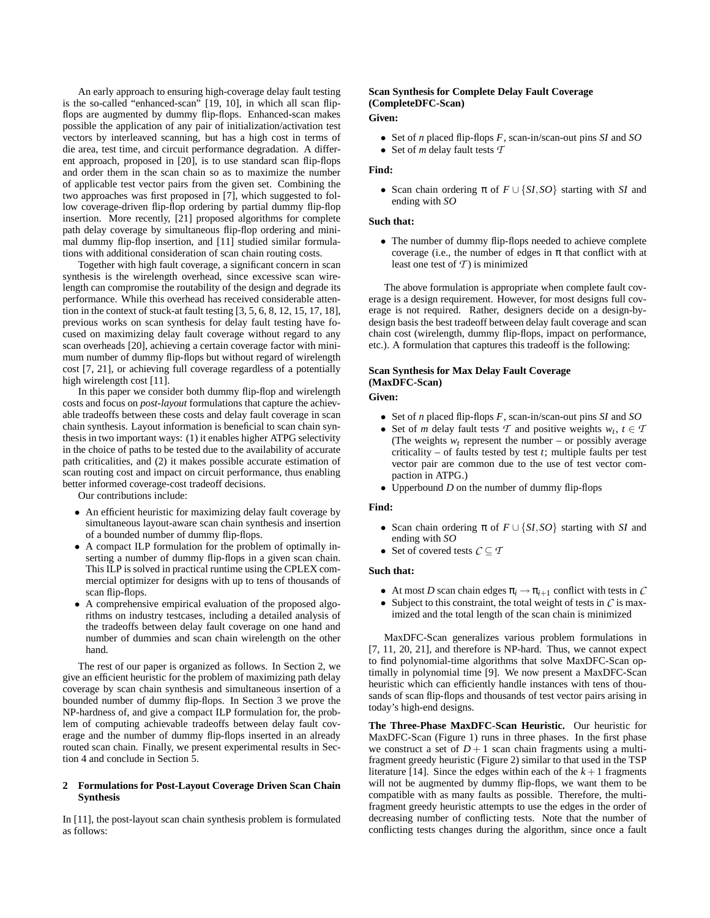An early approach to ensuring high-coverage delay fault testing is the so-called "enhanced-scan" [19, 10], in which all scan flip-flops are augmented by dummy flip-flops. Enhanced-scan makes possible the application of any pair of initialization/activation test vectors by interleaved scanning, but has a high cost in terms of die area, test time, and circuit performance degradation. A different approach, proposed in [20], is to use standard scan flip-flops and order them in the scan chain so as to maximize the number of applicable test vector pairs from the given set. Combining the two approaches was first proposed in [7], which suggested to follow coverage-driven flip-flop ordering by partial dummy flip-flop insertion. More recently, [21] proposed algorithms for complete path delay coverage by simultaneous flip-flop ordering and minimal dummy flip-flop insertion, and [11] studied similar formulations with additional consideration of scan chain routing costs.

Together with high fault coverage, a significant concern in scan synthesis is the wirelength overhead, since excessive scan wirelength can compromise the routability of the design and degrade its performance. While this overhead has received considerable attention in the context of stuck-at fault testing [3, 5, 6, 8, 12, 15, 17, 18], previous works on scan synthesis for delay fault testing have focused on maximizing delay fault coverage without regard to any scan overheads [20], achieving a certain coverage factor with minimum number of dummy flip-flops but without regard of wirelength cost [7, 21], or achieving full coverage regardless of a potentially high wirelength cost [11].

In this paper we consider both dummy flip-flop and wirelength costs and focus on *post-layout* formulations that capture the achievable tradeoffs between these costs and delay fault coverage in scan chain synthesis. Layout information is beneficial to scan chain synthesis in two important ways: (1) it enables higher ATPG selectivity in the choice of paths to be tested due to the availability of accurate path criticalities, and (2) it makes possible accurate estimation of scan routing cost and impact on circuit performance, thus enabling better informed coverage-cost tradeoff decisions.

Our contributions include:

- An efficient heuristic for maximizing delay fault coverage by simultaneous layout-aware scan chain synthesis and insertion of a bounded number of dummy flip-flops.
- A compact ILP formulation for the problem of optimally inserting a number of dummy flip-flops in a given scan chain. This ILP is solved in practical runtime using the CPLEX commercial optimizer for designs with up to tens of thousands of scan flip-flops.
- A comprehensive empirical evaluation of the proposed algorithms on industry testcases, including a detailed analysis of the tradeoffs between delay fault coverage on one hand and number of dummies and scan chain wirelength on the other hand.

The rest of our paper is organized as follows. In Section 2, we give an efficient heuristic for the problem of maximizing path delay coverage by scan chain synthesis and simultaneous insertion of a bounded number of dummy flip-flops. In Section 3 we prove the NP-hardness of, and give a compact ILP formulation for, the problem of computing achievable tradeoffs between delay fault coverage and the number of dummy flip-flops inserted in an already routed scan chain. Finally, we present experimental results in Section 4 and conclude in Section 5.

## 2 Formulations for Post-Layout Coverage Driven Scan Chain Synthesis

In [11], the post-layout scan chain synthesis problem is formulated as follows:

**Scan Synthesis for Complete Delay Fault Coverage (CompleteDFC-Scan)**

**Given:**

- Set of $n$ placed flip-flops $F$, scan-in/scan-out pins $SI$ and $SO$
- Set of $m$ delay fault tests $\mathcal{T}$

**Find:**

- Scan chain ordering $\pi$ of $F \cup \{SI, SO\}$ starting with $SI$ and ending with $SO$

**Such that:**

- The number of dummy flip-flops needed to achieve complete coverage (i.e., the number of edges in $\pi$ that conflict with at least one test of $\mathcal{T}$) is minimized

The above formulation is appropriate when complete fault coverage is a design requirement. However, for most designs full coverage is not required. Rather, designers decide on a design-by-design basis the best tradeoff between delay fault coverage and scan chain cost (wirelength, dummy flip-flops, impact on performance, etc.). A formulation that captures this tradeoff is the following:

**Scan Synthesis for Max Delay Fault Coverage (MaxDFC-Scan)**

**Given:**

- Set of $n$ placed flip-flops $F$, scan-in/scan-out pins $SI$ and $SO$
- Set of $m$ delay fault tests $\mathcal{T}$ and positive weights $w_t$, $t \in \mathcal{T}$ (The weights $w_t$ represent the number – or possibly average criticality – of faults tested by test $t$; multiple faults per test vector pair are common due to the use of test vector compaction in ATPG.)
- Upperbound $D$ on the number of dummy flip-flops

**Find:**

- Scan chain ordering $\pi$ of $F \cup \{SI, SO\}$ starting with $SI$ and ending with $SO$
- Set of covered tests $\mathcal{C} \subseteq \mathcal{T}$

**Such that:**

- At most $D$ scan chain edges $\pi_i \to \pi_{i+1}$ conflict with tests in $\mathcal{C}$
- Subject to this constraint, the total weight of tests in $\mathcal{C}$ is maximized and the total length of the scan chain is minimized

MaxDFC-Scan generalizes various problem formulations in [7, 11, 20, 21], and therefore is NP-hard. Thus, we cannot expect to find polynomial-time algorithms that solve MaxDFC-Scan optimally in polynomial time [9]. We now present a MaxDFC-Scan heuristic which can efficiently handle instances with tens of thousands of scan flip-flops and thousands of test vector pairs arising in today's high-end designs.

**The Three-Phase MaxDFC-Scan Heuristic.** Our heuristic for MaxDFC-Scan (Figure 1) runs in three phases. In the first phase we construct a set of $D+1$ scan chain fragments using a multi-fragment greedy heuristic (Figure 2) similar to that used in the TSP literature [14]. Since the edges within each of the $k+1$ fragments will not be augmented by dummy flip-flops, we want them to be compatible with as many faults as possible. Therefore, the multi-fragment greedy heuristic attempts to use the edges in the order of decreasing number of conflicting tests. Note that the number of conflicting tests changes during the algorithm, since once a fault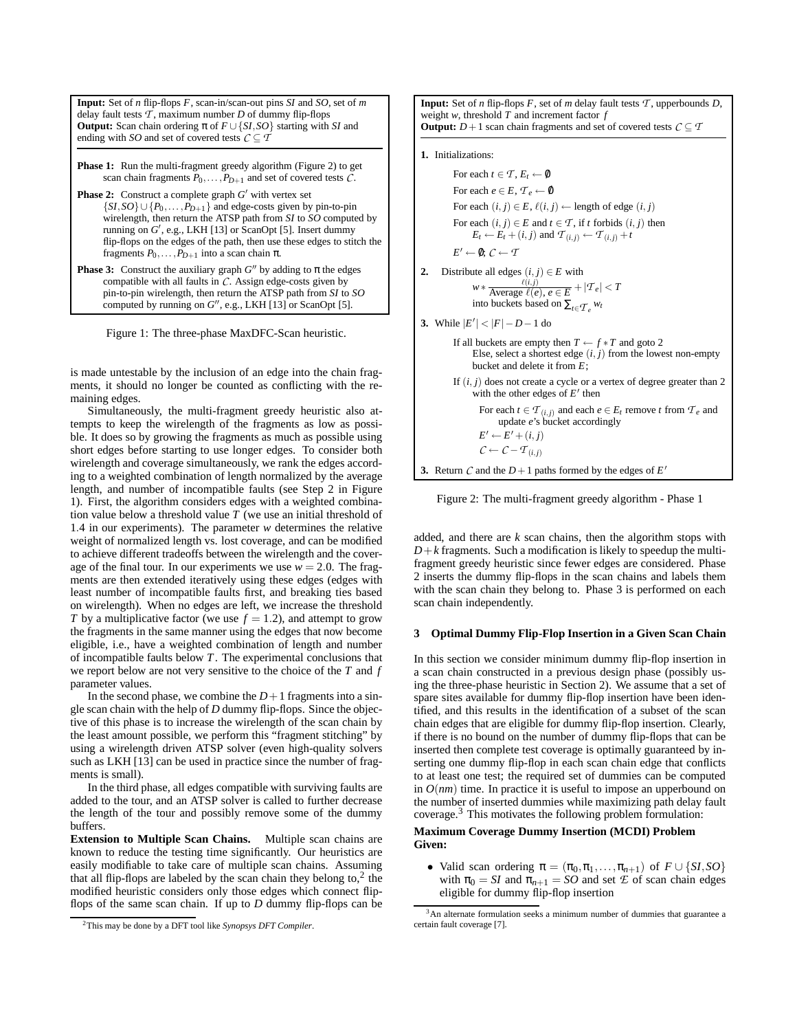**Input:** Set of $n$ flip-flops $F$, scan-in/scan-out pins $SI$ and $SO$, set of $m$ delay fault tests $\mathcal{T}$, maximum number $D$ of dummy flip-flops
**Output:** Scan chain ordering $\pi$ of $F \cup \{SI, SO\}$ starting with $SI$ and ending with $SO$ and set of covered tests $\mathcal{C} \subseteq \mathcal{T}$

**Phase 1:** Run the multi-fragment greedy algorithm (Figure 2) to get scan chain fragments $P_0, \ldots, P_{D+1}$ and set of covered tests $\mathcal{C}$.

**Phase 2:** Construct a complete graph $G'$ with vertex set $\{SI, SO\} \cup \{P_0, \ldots, P_{D+1}\}$ and edge-costs given by pin-to-pin wirelength, then return the ATSP path from $SI$ to $SO$ computed by running on $G'$, e.g., LKH [13] or ScanOpt [5]. Insert dummy flip-flops on the edges of the path, then use these edges to stitch the fragments $P_0, \ldots, P_{D+1}$ into a scan chain $\pi$.

**Phase 3:** Construct the auxiliary graph $G''$ by adding to $\pi$ the edges compatible with all faults in $\mathcal{C}$. Assign edge-costs given by pin-to-pin wirelength, then return the ATSP path from $SI$ to $SO$ computed by running on $G''$, e.g., LKH [13] or ScanOpt [5].

Figure 1: The three-phase MaxDFC-Scan heuristic.

is made untestable by the inclusion of an edge into the chain fragments, it should no longer be counted as conflicting with the remaining edges.

Simultaneously, the multi-fragment greedy heuristic also attempts to keep the wirelength of the fragments as low as possible. It does so by growing the fragments as much as possible using short edges before starting to use longer edges. To consider both wirelength and coverage simultaneously, we rank the edges according to a weighted combination of length normalized by the average length, and number of incompatible faults (see Step 2 in Figure 1). First, the algorithm considers edges with a weighted combination value below a threshold value $T$ (we use an initial threshold of 1.4 in our experiments). The parameter $w$ determines the relative weight of normalized length vs. lost coverage, and can be modified to achieve different tradeoffs between the wirelength and the coverage of the final tour. In our experiments we use $w = 2.0$. The fragments are then extended iteratively using these edges (edges with least number of incompatible faults first, and breaking ties based on wirelength). When no edges are left, we increase the threshold $T$ by a multiplicative factor (we use $f = 1.2$), and attempt to grow the fragments in the same manner using the edges that now become eligible, i.e., have a weighted combination of length and number of incompatible faults below $T$. The experimental conclusions that we report below are not very sensitive to the choice of the $T$ and $f$ parameter values.

In the second phase, we combine the $D+1$ fragments into a single scan chain with the help of $D$ dummy flip-flops. Since the objective of this phase is to increase the wirelength of the scan chain by the least amount possible, we perform this "fragment stitching" by using a wirelength driven ATSP solver (even high-quality solvers such as LKH [13] can be used in practice since the number of fragments is small).

In the third phase, all edges compatible with surviving faults are added to the tour, and an ATSP solver is called to further decrease the length of the tour and possibly remove some of the dummy buffers.

**Extension to Multiple Scan Chains.** Multiple scan chains are known to reduce the testing time significantly. Our heuristics are easily modifiable to take care of multiple scan chains. Assuming that all flip-flops are labeled by the scan chain they belong to,[2] the modified heuristic considers only those edges which connect flip-flops of the same scan chain. If up to $D$ dummy flip-flops can be

**Input:** Set of $n$ flip-flops $F$, set of $m$ delay fault tests $\mathcal{T}$, upperbounds $D$, weight $w$, threshold $T$ and increment factor $f$
**Output:** $D+1$ scan chain fragments and set of covered tests $\mathcal{C} \subseteq \mathcal{T}$

**1.** Initializations:

- For each $t \in \mathcal{T}$, $E_t \leftarrow \emptyset$
- For each $e \in E$, $\mathcal{T}_e \leftarrow \emptyset$
- For each $(i,j) \in E$, $\ell(i,j) \leftarrow$ length of edge $(i,j)$
- For each $(i,j) \in E$ and $t \in \mathcal{T}$, if $t$ forbids $(i,j)$ then $E_t \leftarrow E_t + (i,j)$ and $\mathcal{T}_{(i,j)} \leftarrow \mathcal{T}_{(i,j)} + t$
- $E' \leftarrow \emptyset$; $\mathcal{C} \leftarrow \mathcal{T}$

**2.** Distribute all edges $(i,j) \in E$ with
$$w * \frac{\ell(i,j)}{\text{Average } \ell(e),\, e \in E} + |\mathcal{T}_e| < T$$
into buckets based on $\sum_{t \in \mathcal{T}_e} w_t$

**3.** While $|E'| < |F| - D - 1$ do

- If all buckets are empty then $T \leftarrow f * T$ and goto 2
  Else, select a shortest edge $(i,j)$ from the lowest non-empty bucket and delete it from $E$;
- If $(i,j)$ does not create a cycle or a vertex of degree greater than 2 with the other edges of $E'$ then
  - For each $t \in \mathcal{T}_{(i,j)}$ and each $e \in E_t$ remove $t$ from $\mathcal{T}_e$ and update $e$'s bucket accordingly
  - $E' \leftarrow E' + (i,j)$
  - $\mathcal{C} \leftarrow \mathcal{C} - \mathcal{T}_{(i,j)}$

**3.** Return $\mathcal{C}$ and the $D+1$ paths formed by the edges of $E'$

Figure 2: The multi-fragment greedy algorithm - Phase 1

added, and there are $k$ scan chains, then the algorithm stops with $D+k$ fragments. Such a modification is likely to speedup the multi-fragment greedy heuristic since fewer edges are considered. Phase 2 inserts the dummy flip-flops in the scan chains and labels them with the scan chain they belong to. Phase 3 is performed on each scan chain independently.

## 3 Optimal Dummy Flip-Flop Insertion in a Given Scan Chain

In this section we consider minimum dummy flip-flop insertion in a scan chain constructed in a previous design phase (possibly using the three-phase heuristic in Section 2). We assume that a set of spare sites available for dummy flip-flop insertion have been identified, and this results in the identification of a subset of the scan chain edges that are eligible for dummy flip-flop insertion. Clearly, if there is no bound on the number of dummy flops that can be inserted then complete test coverage is optimally guaranteed by inserting one dummy flip-flop in each scan chain edge that conflicts to at least one test; the required set of dummies can be computed in $O(nm)$ time. In practice it is useful to impose an upperbound on the number of inserted dummies while maximizing path delay fault coverage.[3] This motivates the following problem formulation:

**Maximum Coverage Dummy Insertion (MCDI) Problem Given:**

- Valid scan ordering $\pi = (\pi_0, \pi_1, \ldots, \pi_{n+1})$ of $F \cup \{SI, SO\}$ with $\pi_0 = SI$ and $\pi_{n+1} = SO$ and set $\mathcal{E}$ of scan chain edges eligible for dummy flip-flop insertion

[2] This may be done by a DFT tool like *Synopsys DFT Compiler*.

[3] An alternate formulation seeks a minimum number of dummies that guarantee a certain fault coverage [7].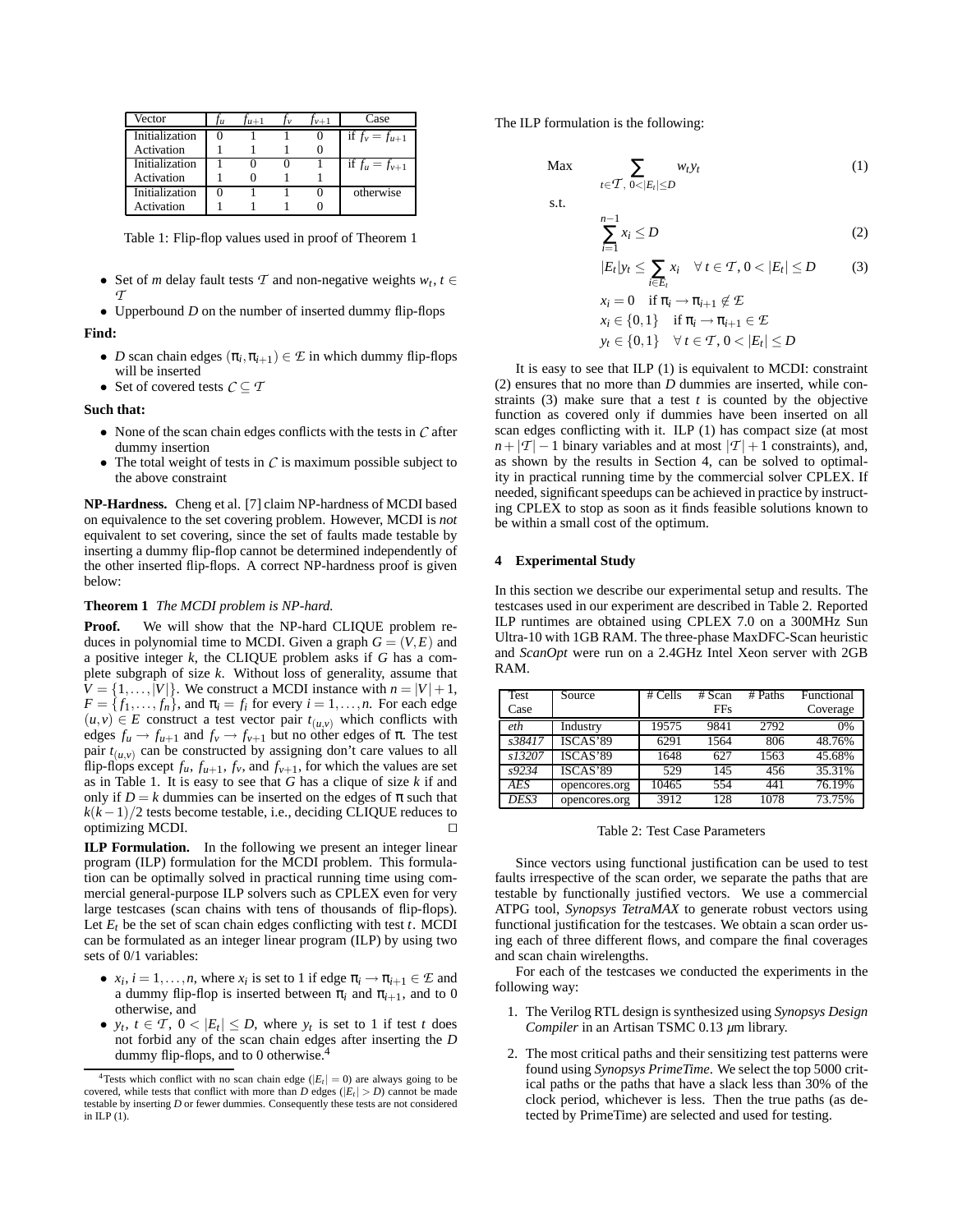| Vector | $f_u$ | $f_{u+1}$ | $f_v$ | $f_{v+1}$ | Case |
|---|---|---|---|---|---|
| Initialization | 0 | 1 | 1 | 0 | if $f_v = f_{u+1}$ |
| Activation | 1 | 1 | 1 | 0 | |
| Initialization | 1 | 0 | 0 | 1 | if $f_u = f_{v+1}$ |
| Activation | 1 | 0 | 1 | 1 | |
| Initialization | 0 | 1 | 1 | 0 | otherwise |
| Activation | 1 | 1 | 1 | 0 | |

Table 1: Flip-flop values used in proof of Theorem 1

- Set of $m$ delay fault tests $\mathcal{T}$ and non-negative weights $w_t, t \in \mathcal{T}$
- Upperbound $D$ on the number of inserted dummy flip-flops

**Find:**

- $D$ scan chain edges $(\pi_i, \pi_{i+1}) \in \mathcal{E}$ in which dummy flip-flops will be inserted
- Set of covered tests $\mathcal{C} \subseteq \mathcal{T}$

**Such that:**

- None of the scan chain edges conflicts with the tests in $\mathcal{C}$ after dummy insertion
- The total weight of tests in $\mathcal{C}$ is maximum possible subject to the above constraint

**NP-Hardness.** Cheng et al. [7] claim NP-hardness of MCDI based on equivalence to the set covering problem. However, MCDI is *not* equivalent to set covering, since the set of faults made testable by inserting a dummy flip-flop cannot be determined independently of the other inserted flip-flops. A correct NP-hardness proof is given below:

**Theorem 1** *The MCDI problem is NP-hard.*

**Proof.** We will show that the NP-hard CLIQUE problem reduces in polynomial time to MCDI. Given a graph $G = (V, E)$ and a positive integer $k$, the CLIQUE problem asks if $G$ has a complete subgraph of size $k$. Without loss of generality, assume that $V = \{1, \ldots, |V|\}$. We construct a MCDI instance with $n = |V| + 1$, $F = \{f_1, \ldots, f_n\}$, and $\pi_i = f_i$ for every $i = 1, \ldots, n$. For each edge $(u, v) \in E$ construct a test vector pair $t_{(u,v)}$ which conflicts with edges $f_u \to f_{u+1}$ and $f_v \to f_{v+1}$ but no other edges of $\pi$. The test pair $t_{(u,v)}$ can be constructed by assigning don't care values to all flip-flops except $f_u$, $f_{u+1}$, $f_v$, and $f_{v+1}$, for which the values are set as in Table 1. It is easy to see that $G$ has a clique of size $k$ if and only if $D = k$ dummies can be inserted on the edges of $\pi$ such that $k(k-1)/2$ tests become testable, i.e., deciding CLIQUE reduces to optimizing MCDI. □

**ILP Formulation.** In the following we present an integer linear program (ILP) formulation for the MCDI problem. This formulation can be optimally solved in practical running time using commercial general-purpose ILP solvers such as CPLEX even for very large testcases (scan chains with tens of thousands of flip-flops). Let $E_t$ be the set of scan chain edges conflicting with test $t$. MCDI can be formulated as an integer linear program (ILP) by using two sets of 0/1 variables:

- $x_i$, $i = 1, \ldots, n$, where $x_i$ is set to 1 if edge $\pi_i \to \pi_{i+1} \in \mathcal{E}$ and a dummy flip-flop is inserted between $\pi_i$ and $\pi_{i+1}$, and to 0 otherwise, and
- $y_t$, $t \in \mathcal{T}$, $0 < |E_t| \leq D$, where $y_t$ is set to 1 if test $t$ does not forbid any of the scan chain edges after inserting the $D$ dummy flip-flops, and to 0 otherwise.[4]

[4] Tests which conflict with no scan chain edge ($|E_t| = 0$) are always going to be covered, while tests that conflict with more than $D$ edges ($|E_t| > D$) cannot be made testable by inserting $D$ or fewer dummies. Consequently these tests are not considered in ILP (1).

The ILP formulation is the following:

$$\text{Max} \quad \sum_{t \in \mathcal{T},\ 0 < |E_t| \leq D} w_t y_t \tag{1}$$

s.t.

$$\sum_{i=1}^{n-1} x_i \leq D \tag{2}$$

$$|E_t| y_t \leq \sum_{i \in E_t} x_i \quad \forall\, t \in \mathcal{T}, 0 < |E_t| \leq D \tag{3}$$

$$x_i = 0 \quad \text{if } \pi_i \to \pi_{i+1} \notin \mathcal{E}$$

$$x_i \in \{0, 1\} \quad \text{if } \pi_i \to \pi_{i+1} \in \mathcal{E}$$

$$y_t \in \{0, 1\} \quad \forall\, t \in \mathcal{T}, 0 < |E_t| \leq D$$

It is easy to see that ILP (1) is equivalent to MCDI: constraint (2) ensures that no more than $D$ dummies are inserted, while constraints (3) make sure that a test $t$ is counted by the objective function as covered only if dummies have been inserted on all scan edges conflicting with it. ILP (1) has compact size (at most $n + |\mathcal{T}| - 1$ binary variables and at most $|\mathcal{T}| + 1$ constraints), and, as shown by the results in Section 4, can be solved to optimality in practical running time by the commercial solver CPLEX. If needed, significant speedups can be achieved in practice by instructing CPLEX to stop as soon as it finds feasible solutions known to be within a small cost of the optimum.

## 4 Experimental Study

In this section we describe our experimental setup and results. The testcases used in our experiment are described in Table 2. Reported ILP runtimes are obtained using CPLEX 7.0 on a 300MHz Sun Ultra-10 with 1GB RAM. The three-phase MaxDFC-Scan heuristic and *ScanOpt* were run on a 2.4GHz Intel Xeon server with 2GB RAM.

| Test Case | Source | # Cells | # Scan FFs | # Paths | Functional Coverage |
|---|---|---|---|---|---|
| *eth* | Industry | 19575 | 9841 | 2792 | 0% |
| *s38417* | ISCAS'89 | 6291 | 1564 | 806 | 48.76% |
| *s13207* | ISCAS'89 | 1648 | 627 | 1563 | 45.68% |
| *s9234* | ISCAS'89 | 529 | 145 | 456 | 35.31% |
| *AES* | opencores.org | 10465 | 554 | 441 | 76.19% |
| *DES3* | opencores.org | 3912 | 128 | 1078 | 73.75% |

Table 2: Test Case Parameters

Since vectors using functional justification can be used to test faults irrespective of the scan order, we separate the paths that are testable by functionally justified vectors. We use a commercial ATPG tool, *Synopsys TetraMAX* to generate robust vectors using functional justification for the testcases. We obtain a scan order using each of three different flows, and compare the final coverages and scan chain wirelengths.

For each of the testcases we conducted the experiments in the following way:

1. The Verilog RTL design is synthesized using *Synopsys Design Compiler* in an Artisan TSMC 0.13 $\mu$m library.
2. The most critical paths and their sensitizing test patterns were found using *Synopsys PrimeTime.* We select the top 5000 critical paths or the paths that have a slack less than 30% of the clock period, whichever is less. Then the true paths (as detected by PrimeTime) are selected and used for testing.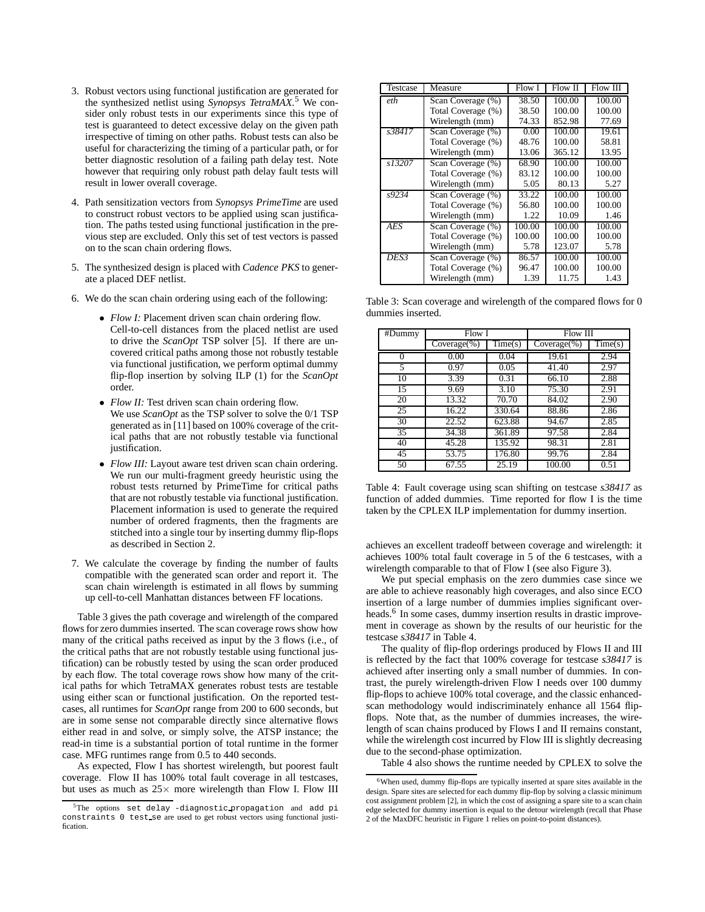3. Robust vectors using functional justification are generated for the synthesized netlist using *Synopsys TetraMAX*.[5] We consider only robust tests in our experiments since this type of test is guaranteed to detect excessive delay on the given path irrespective of timing on other paths. Robust tests can also be useful for characterizing the timing of a particular path, or for better diagnostic resolution of a failing path delay test. Note however that requiring only robust path delay fault tests will result in lower overall coverage.

4. Path sensitization vectors from *Synopsys PrimeTime* are used to construct robust vectors to be applied using scan justification. The paths tested using functional justification in the previous step are excluded. Only this set of test vectors is passed on to the scan chain ordering flows.

5. The synthesized design is placed with *Cadence PKS* to generate a placed DEF netlist.

6. We do the scan chain ordering using each of the following:

   - *Flow I:* Placement driven scan chain ordering flow. Cell-to-cell distances from the placed netlist are used to drive the *ScanOpt* TSP solver [5]. If there are uncovered critical paths among those not robustly testable via functional justification, we perform optimal dummy flip-flop insertion by solving ILP (1) for the *ScanOpt* order.
   - *Flow II:* Test driven scan chain ordering flow. We use *ScanOpt* as the TSP solver to solve the 0/1 TSP generated as in [11] based on 100% coverage of the critical paths that are not robustly testable via functional justification.
   - *Flow III:* Layout aware test driven scan chain ordering. We run our multi-fragment greedy heuristic using the robust tests returned by PrimeTime for critical paths that are not robustly testable via functional justification. Placement information is used to generate the required number of ordered fragments, then the fragments are stitched into a single tour by inserting dummy flip-flops as described in Section 2.

7. We calculate the coverage by finding the number of faults compatible with the generated scan order and report it. The scan chain wirelength is estimated in all flows by summing up cell-to-cell Manhattan distances between FF locations.

Table 3 gives the path coverage and wirelength of the compared flows for zero dummies inserted. The scan coverage rows show how many of the critical paths received as input by the 3 flows (i.e., of the critical paths that are not robustly testable using functional justification) can be robustly tested by using the scan order produced by each flow. The total coverage rows show how many of the critical paths for which TetraMAX generates robust tests are testable using either scan or functional justification. On the reported testcases, all runtimes for *ScanOpt* range from 200 to 600 seconds, but are in some sense not comparable directly since alternative flows either read in and solve, or simply solve, the ATSP instance; the read-in time is a substantial portion of total runtime in the former case. MFG runtimes range from 0.5 to 440 seconds.

As expected, Flow I has shortest wirelength, but poorest fault coverage. Flow II has 100% total fault coverage in all testcases, but uses as much as 25× more wirelength than Flow I. Flow III achieves an excellent tradeoff between coverage and wirelength: it achieves 100% total fault coverage in 5 of the 6 testcases, with a wirelength comparable to that of Flow I (see also Figure 3).

| Testcase | Measure | Flow I | Flow II | Flow III |
|---|---|---|---|---|
| *eth* | Scan Coverage (%) | 38.50 | 100.00 | 100.00 |
| | Total Coverage (%) | 38.50 | 100.00 | 100.00 |
| | Wirelength (mm) | 74.33 | 852.98 | 77.69 |
| *s38417* | Scan Coverage (%) | 0.00 | 100.00 | 19.61 |
| | Total Coverage (%) | 48.76 | 100.00 | 58.81 |
| | Wirelength (mm) | 13.06 | 365.12 | 13.95 |
| *s13207* | Scan Coverage (%) | 68.90 | 100.00 | 100.00 |
| | Total Coverage (%) | 83.12 | 100.00 | 100.00 |
| | Wirelength (mm) | 5.05 | 80.13 | 5.27 |
| *s9234* | Scan Coverage (%) | 33.22 | 100.00 | 100.00 |
| | Total Coverage (%) | 56.80 | 100.00 | 100.00 |
| | Wirelength (mm) | 1.22 | 10.09 | 1.46 |
| *AES* | Scan Coverage (%) | 100.00 | 100.00 | 100.00 |
| | Total Coverage (%) | 100.00 | 100.00 | 100.00 |
| | Wirelength (mm) | 5.78 | 123.07 | 5.78 |
| *DES3* | Scan Coverage (%) | 86.57 | 100.00 | 100.00 |
| | Total Coverage (%) | 96.47 | 100.00 | 100.00 |
| | Wirelength (mm) | 1.39 | 11.75 | 1.43 |

Table 3: Scan coverage and wirelength of the compared flows for 0 dummies inserted.

| #Dummy | Flow I | | Flow III | |
|---|---|---|---|---|
| | Coverage(%) | Time(s) | Coverage(%) | Time(s) |
| 0 | 0.00 | 0.04 | 19.61 | 2.94 |
| 5 | 0.97 | 0.05 | 41.40 | 2.97 |
| 10 | 3.39 | 0.31 | 66.10 | 2.88 |
| 15 | 9.69 | 3.10 | 75.30 | 2.91 |
| 20 | 13.32 | 70.70 | 84.02 | 2.90 |
| 25 | 16.22 | 330.64 | 88.86 | 2.86 |
| 30 | 22.52 | 623.88 | 94.67 | 2.85 |
| 35 | 34.38 | 361.89 | 97.58 | 2.84 |
| 40 | 45.28 | 135.92 | 98.31 | 2.81 |
| 45 | 53.75 | 176.80 | 99.76 | 2.84 |
| 50 | 67.55 | 25.19 | 100.00 | 0.51 |

Table 4: Fault coverage using scan shifting on testcase *s38417* as function of added dummies. Time reported for flow I is the time taken by the CPLEX ILP implementation for dummy insertion.

We put special emphasis on the zero dummies case since we are able to achieve reasonably high coverages, and also since ECO insertion of a large number of dummies implies significant overheads.[6] In some cases, dummy insertion results in drastic improvement in coverage as shown by the results of our heuristic for the testcase *s38417* in Table 4.

The quality of flip-flop orderings produced by Flows II and III is reflected by the fact that 100% coverage for testcase *s38417* is achieved after inserting only a small number of dummies. In contrast, the purely wirelength-driven Flow I needs over 100 dummy flip-flops to achieve 100% total coverage, and the classic enhanced-scan methodology would indiscriminately enhance all 1564 flip-flops. Note that, as the number of dummies increases, the wirelength of scan chains produced by Flows I and II remains constant, while the wirelength cost incurred by Flow III is slightly decreasing due to the second-phase optimization.

Table 4 also shows the runtime needed by CPLEX to solve the

[5] The options `set delay -diagnostic_propagation` and `add pi constraints 0 test_se` are used to get robust vectors using functional justification.

[6] When used, dummy flip-flops are typically inserted at spare sites available in the design. Spare sites are selected for each dummy flip-flop by solving a classic minimum cost assignment problem [2], in which the cost of assigning a spare site to a scan chain edge selected for dummy insertion is equal to the detour wirelength (recall that Phase 2 of the MaxDFC heuristic in Figure 1 relies on point-to-point distances).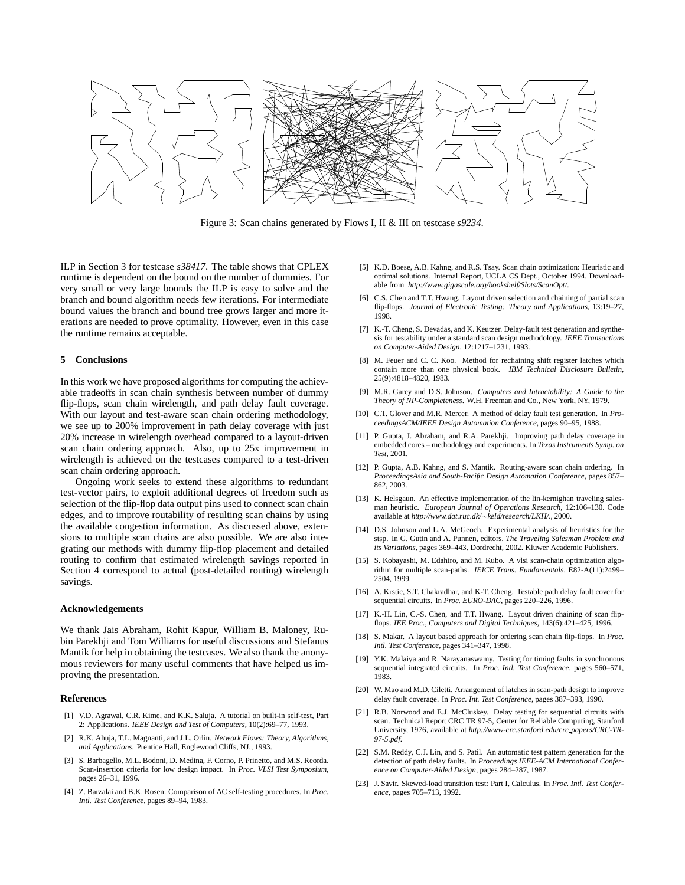Figure 3: Scan chains generated by Flows I, II & III on testcase *s9234*.

ILP in Section 3 for testcase *s38417*. The table shows that CPLEX runtime is dependent on the bound on the number of dummies. For very small or very large bounds the ILP is easy to solve and the branch and bound algorithm needs few iterations. For intermediate bound values the branch and bound tree grows larger and more iterations are needed to prove optimality. However, even in this case the runtime remains acceptable.

## 5 Conclusions

In this work we have proposed algorithms for computing the achievable tradeoffs in scan chain synthesis between number of dummy flip-flops, scan chain wirelength, and path delay fault coverage. With our layout and test-aware scan chain ordering methodology, we see up to 200% improvement in path delay coverage with just 20% increase in wirelength overhead compared to a layout-driven scan chain ordering approach. Also, up to 25x improvement in wirelength is achieved on the testcases compared to a test-driven scan chain ordering approach.

Ongoing work seeks to extend these algorithms to redundant test-vector pairs, to exploit additional degrees of freedom such as selection of the flip-flop data output pins used to connect scan chain edges, and to improve routability of resulting scan chains by using the available congestion information. As discussed above, extensions to multiple scan chains are also possible. We are also integrating our methods with dummy flip-flop placement and detailed routing to confirm that estimated wirelength savings reported in Section 4 correspond to actual (post-detailed routing) wirelength savings.

### Acknowledgements

We thank Jais Abraham, Rohit Kapur, William B. Maloney, Rubin Parekhji and Tom Williams for useful discussions and Stefanus Mantik for help in obtaining the testcases. We also thank the anonymous reviewers for many useful comments that have helped us improving the presentation.

### References

[1] V.D. Agrawal, C.R. Kime, and K.K. Saluja. A tutorial on built-in self-test, Part 2: Applications. *IEEE Design and Test of Computers*, 10(2):69–77, 1993.

[2] R.K. Ahuja, T.L. Magnanti, and J.L. Orlin. *Network Flows: Theory, Algorithms, and Applications*. Prentice Hall, Englewood Cliffs, NJ,, 1993.

[3] S. Barbagello, M.L. Bodoni, D. Medina, F. Corno, P. Prinetto, and M.S. Reorda. Scan-insertion criteria for low design impact. In *Proc. VLSI Test Symposium*, pages 26–31, 1996.

[4] Z. Barzalai and B.K. Rosen. Comparison of AC self-testing procedures. In *Proc. Intl. Test Conference*, pages 89–94, 1983.

[5] K.D. Boese, A.B. Kahng, and R.S. Tsay. Scan chain optimization: Heuristic and optimal solutions. Internal Report, UCLA CS Dept., October 1994. Downloadable from *http://www.gigascale.org/bookshelf/Slots/ScanOpt/*.

[6] C.S. Chen and T.T. Hwang. Layout driven selection and chaining of partial scan flip-flops. *Journal of Electronic Testing: Theory and Applications*, 13:19–27, 1998.

[7] K.-T. Cheng, S. Devadas, and K. Keutzer. Delay-fault test generation and synthesis for testability under a standard scan design methodology. *IEEE Transactions on Computer-Aided Design*, 12:1217–1231, 1993.

[8] M. Feuer and C. C. Koo. Method for rechaining shift register latches which contain more than one physical book. *IBM Technical Disclosure Bulletin*, 25(9):4818–4820, 1983.

[9] M.R. Garey and D.S. Johnson. *Computers and Intractability: A Guide to the Theory of NP-Completeness*. W.H. Freeman and Co., New York, NY, 1979.

[10] C.T. Glover and M.R. Mercer. A method of delay fault test generation. In *ProceedingsACM/IEEE Design Automation Conference*, pages 90–95, 1988.

[11] P. Gupta, J. Abraham, and R.A. Parekhji. Improving path delay coverage in embedded cores – methodology and experiments. In *Texas Instruments Symp. on Test*, 2001.

[12] P. Gupta, A.B. Kahng, and S. Mantik. Routing-aware scan chain ordering. In *ProceedingsAsia and South-Pacific Design Automation Conference*, pages 857–862, 2003.

[13] K. Helsgaun. An effective implementation of the lin-kernighan traveling salesman heuristic. *European Journal of Operations Research*, 12:106–130. Code available at *http://www.dat.ruc.dk/~keld/research/LKH/*, 2000.

[14] D.S. Johnson and L.A. McGeoch. Experimental analysis of heuristics for the stsp. In G. Gutin and A. Punnen, editors, *The Traveling Salesman Problem and its Variations*, pages 369–443, Dordrecht, 2002. Kluwer Academic Publishers.

[15] S. Kobayashi, M. Edahiro, and M. Kubo. A vlsi scan-chain optimization algorithm for multiple scan-paths. *IEICE Trans. Fundamentals*, E82-A(11):2499–2504, 1999.

[16] A. Krstic, S.T. Chakradhar, and K-T. Cheng. Testable path delay fault cover for sequential circuits. In *Proc. EURO-DAC*, pages 220–226, 1996.

[17] K.-H. Lin, C.-S. Chen, and T.T. Hwang. Layout driven chaining of scan flip-flops. *IEE Proc., Computers and Digital Techniques*, 143(6):421–425, 1996.

[18] S. Makar. A layout based approach for ordering scan chain flip-flops. In *Proc. Intl. Test Conference*, pages 341–347, 1998.

[19] Y.K. Malaiya and R. Narayanaswamy. Testing for timing faults in synchronous sequential integrated circuits. In *Proc. Intl. Test Conference*, pages 560–571, 1983.

[20] W. Mao and M.D. Ciletti. Arrangement of latches in scan-path design to improve delay fault coverage. In *Proc. Int. Test Conference*, pages 387–393, 1990.

[21] R.B. Norwood and E.J. McCluskey. Delay testing for sequential circuits with scan. Technical Report CRC TR 97-5, Center for Reliable Computing, Stanford University, 1976, available at *http://www-crc.stanford.edu/crc_papers/CRC-TR-97-5.pdf*.

[22] S.M. Reddy, C.J. Lin, and S. Patil. An automatic test pattern generation for the detection of path delay faults. In *Proceedings IEEE-ACM International Conference on Computer-Aided Design*, pages 284–287, 1987.

[23] J. Savir. Skewed-load transition test: Part I, Calculus. In *Proc. Intl. Test Conference*, pages 705–713, 1992.